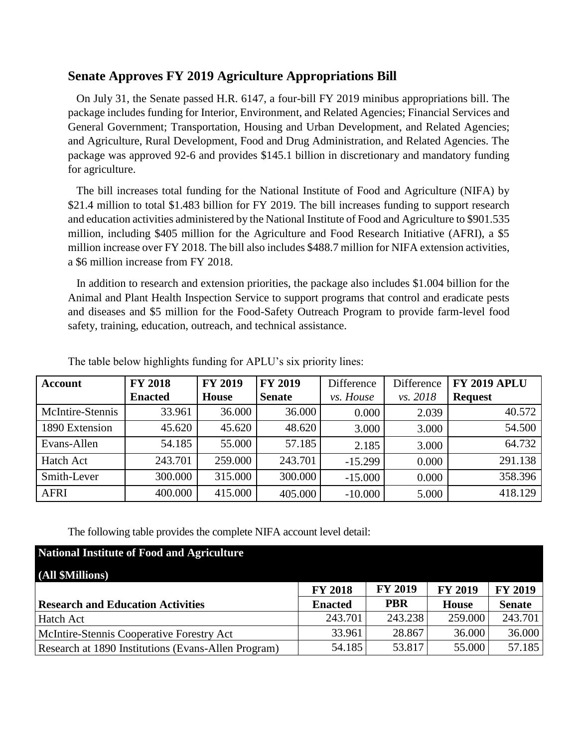## Senate Approves FY 2019 Agriculture Appropriations Bill

On July 31, the Senate passed H.R. 6147, a four-bill FY 2019 minibus appropriations bill. The package includes funding for Interior, Environment, and Related Agencies; Financial Services and General Government; Transportation, Housing and Urban Development, and Related Agencies; and Agriculture, Rural Development, Food and Drug Administration, and Related Agencies. The package was approved 92-6 and provides $145.1 billion in discretionary and mandatory funding for agriculture.

The bill increases total funding for the National Institute of Food and Agriculture (NIFA) by $21.4 million to total $1.483 billion for FY 2019. The bill increases funding to support research and education activities administered by the National Institute of Food and Agriculture to $901.535 million, including $405 million for the Agriculture and Food Research Initiative (AFRI), a $5 million increase over FY 2018. The bill also includes $488.7 million for NIFA extension activities, a $6 million increase from FY 2018.

In addition to research and extension priorities, the package also includes $1.004 billion for the Animal and Plant Health Inspection Service to support programs that control and eradicate pests and diseases and $5 million for the Food-Safety Outreach Program to provide farm-level food safety, training, education, outreach, and technical assistance.

The table below highlights funding for APLU's six priority lines:

| **Account** | **FY 2018 Enacted** | **FY 2019 House** | **FY 2019 Senate** | Difference *vs. House* | Difference *vs. 2018* | **FY 2019 APLU Request** |
|---|---|---|---|---|---|---|
| McIntire-Stennis | 33.961 | 36.000 | 36.000 | 0.000 | 2.039 | 40.572 |
| 1890 Extension | 45.620 | 45.620 | 48.620 | 3.000 | 3.000 | 54.500 |
| Evans-Allen | 54.185 | 55.000 | 57.185 | 2.185 | 3.000 | 64.732 |
| Hatch Act | 243.701 | 259.000 | 243.701 | -15.299 | 0.000 | 291.138 |
| Smith-Lever | 300.000 | 315.000 | 300.000 | -15.000 | 0.000 | 358.396 |
| AFRI | 400.000 | 415.000 | 405.000 | -10.000 | 5.000 | 418.129 |

The following table provides the complete NIFA account level detail:

| **National Institute of Food and Agriculture (All $Millions)** | | | | |
|---|---|---|---|---|
| **Research and Education Activities** | **FY 2018 Enacted** | **FY 2019 PBR** | **FY 2019 House** | **FY 2019 Senate** |
| Hatch Act | 243.701 | 243.238 | 259.000 | 243.701 |
| McIntire-Stennis Cooperative Forestry Act | 33.961 | 28.867 | 36.000 | 36.000 |
| Research at 1890 Institutions (Evans-Allen Program) | 54.185 | 53.817 | 55.000 | 57.185 |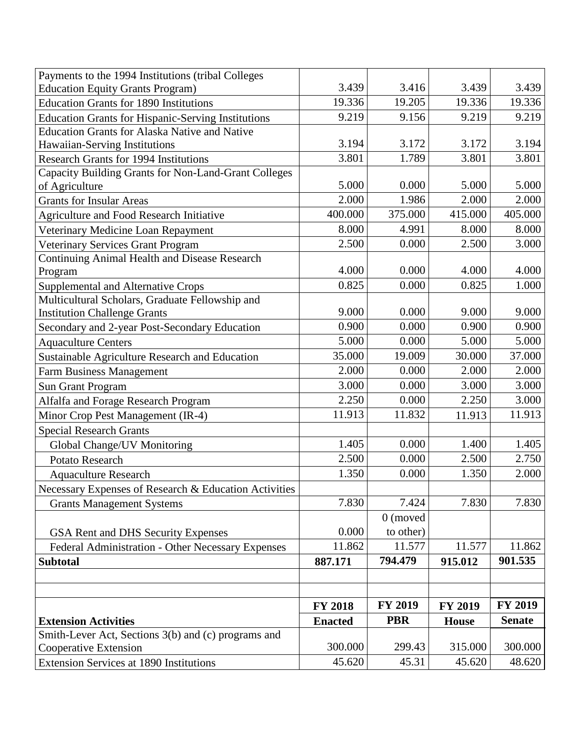| | | | | |
|---|---|---|---|---|
| Payments to the 1994 Institutions (tribal Colleges Education Equity Grants Program) | 3.439 | 3.416 | 3.439 | 3.439 |
| Education Grants for 1890 Institutions | 19.336 | 19.205 | 19.336 | 19.336 |
| Education Grants for Hispanic-Serving Institutions | 9.219 | 9.156 | 9.219 | 9.219 |
| Education Grants for Alaska Native and Native Hawaiian-Serving Institutions | 3.194 | 3.172 | 3.172 | 3.194 |
| Research Grants for 1994 Institutions | 3.801 | 1.789 | 3.801 | 3.801 |
| Capacity Building Grants for Non-Land-Grant Colleges of Agriculture | 5.000 | 0.000 | 5.000 | 5.000 |
| Grants for Insular Areas | 2.000 | 1.986 | 2.000 | 2.000 |
| Agriculture and Food Research Initiative | 400.000 | 375.000 | 415.000 | 405.000 |
| Veterinary Medicine Loan Repayment | 8.000 | 4.991 | 8.000 | 8.000 |
| Veterinary Services Grant Program | 2.500 | 0.000 | 2.500 | 3.000 |
| Continuing Animal Health and Disease Research Program | 4.000 | 0.000 | 4.000 | 4.000 |
| Supplemental and Alternative Crops | 0.825 | 0.000 | 0.825 | 1.000 |
| Multicultural Scholars, Graduate Fellowship and Institution Challenge Grants | 9.000 | 0.000 | 9.000 | 9.000 |
| Secondary and 2-year Post-Secondary Education | 0.900 | 0.000 | 0.900 | 0.900 |
| Aquaculture Centers | 5.000 | 0.000 | 5.000 | 5.000 |
| Sustainable Agriculture Research and Education | 35.000 | 19.009 | 30.000 | 37.000 |
| Farm Business Management | 2.000 | 0.000 | 2.000 | 2.000 |
| Sun Grant Program | 3.000 | 0.000 | 3.000 | 3.000 |
| Alfalfa and Forage Research Program | 2.250 | 0.000 | 2.250 | 3.000 |
| Minor Crop Pest Management (IR-4) | 11.913 | 11.832 | 11.913 | 11.913 |
| Special Research Grants | | | | |
| Global Change/UV Monitoring | 1.405 | 0.000 | 1.400 | 1.405 |
| Potato Research | 2.500 | 0.000 | 2.500 | 2.750 |
| Aquaculture Research | 1.350 | 0.000 | 1.350 | 2.000 |
| Necessary Expenses of Research & Education Activities | | | | |
| Grants Management Systems | 7.830 | 7.424 | 7.830 | 7.830 |
| GSA Rent and DHS Security Expenses | 0.000 | 0 (moved to other) | | |
| Federal Administration - Other Necessary Expenses | 11.862 | 11.577 | 11.577 | 11.862 |
| **Subtotal** | **887.171** | **794.479** | **915.012** | **901.535** |
| | | | | |
| | | | | |
| **Extension Activities** | **FY 2018 Enacted** | **FY 2019 PBR** | **FY 2019 House** | **FY 2019 Senate** |
| Smith-Lever Act, Sections 3(b) and (c) programs and Cooperative Extension | 300.000 | 299.43 | 315.000 | 300.000 |
| Extension Services at 1890 Institutions | 45.620 | 45.31 | 45.620 | 48.620 |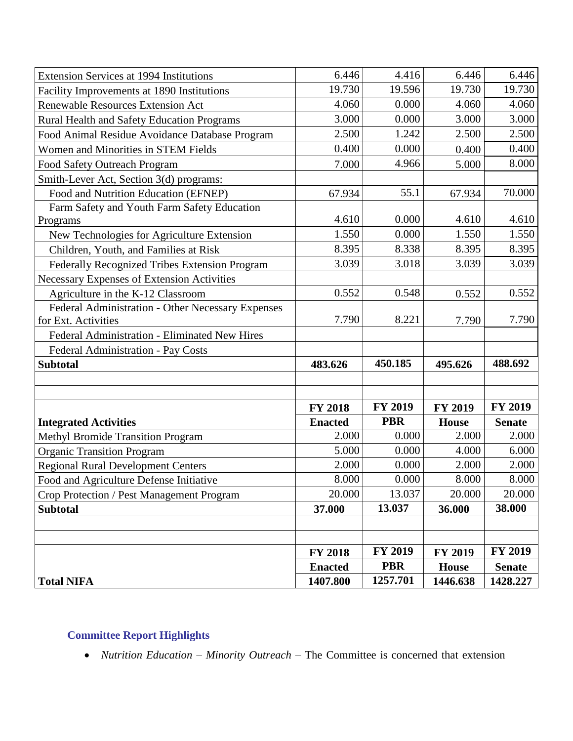| | | | | |
|---|---|---|---|---|
| Extension Services at 1994 Institutions | 6.446 | 4.416 | 6.446 | 6.446 |
| Facility Improvements at 1890 Institutions | 19.730 | 19.596 | 19.730 | 19.730 |
| Renewable Resources Extension Act | 4.060 | 0.000 | 4.060 | 4.060 |
| Rural Health and Safety Education Programs | 3.000 | 0.000 | 3.000 | 3.000 |
| Food Animal Residue Avoidance Database Program | 2.500 | 1.242 | 2.500 | 2.500 |
| Women and Minorities in STEM Fields | 0.400 | 0.000 | 0.400 | 0.400 |
| Food Safety Outreach Program | 7.000 | 4.966 | 5.000 | 8.000 |
| Smith-Lever Act, Section 3(d) programs: | | | | |
| Food and Nutrition Education (EFNEP) | 67.934 | 55.1 | 67.934 | 70.000 |
| Farm Safety and Youth Farm Safety Education Programs | 4.610 | 0.000 | 4.610 | 4.610 |
| New Technologies for Agriculture Extension | 1.550 | 0.000 | 1.550 | 1.550 |
| Children, Youth, and Families at Risk | 8.395 | 8.338 | 8.395 | 8.395 |
| Federally Recognized Tribes Extension Program | 3.039 | 3.018 | 3.039 | 3.039 |
| Necessary Expenses of Extension Activities | | | | |
| Agriculture in the K-12 Classroom | 0.552 | 0.548 | 0.552 | 0.552 |
| Federal Administration - Other Necessary Expenses for Ext. Activities | 7.790 | 8.221 | 7.790 | 7.790 |
| Federal Administration - Eliminated New Hires | | | | |
| Federal Administration - Pay Costs | | | | |
| **Subtotal** | **483.626** | **450.185** | **495.626** | **488.692** |

| **Integrated Activities** | **FY 2018 Enacted** | **FY 2019 PBR** | **FY 2019 House** | **FY 2019 Senate** |
|---|---|---|---|---|
| Methyl Bromide Transition Program | 2.000 | 0.000 | 2.000 | 2.000 |
| Organic Transition Program | 5.000 | 0.000 | 4.000 | 6.000 |
| Regional Rural Development Centers | 2.000 | 0.000 | 2.000 | 2.000 |
| Food and Agriculture Defense Initiative | 8.000 | 0.000 | 8.000 | 8.000 |
| Crop Protection / Pest Management Program | 20.000 | 13.037 | 20.000 | 20.000 |
| **Subtotal** | **37.000** | **13.037** | **36.000** | **38.000** |

| | **FY 2018 Enacted** | **FY 2019 PBR** | **FY 2019 House** | **FY 2019 Senate** |
|---|---|---|---|---|
| **Total NIFA** | **1407.800** | **1257.701** | **1446.638** | **1428.227** |

### Committee Report Highlights

- *Nutrition Education – Minority Outreach* – The Committee is concerned that extension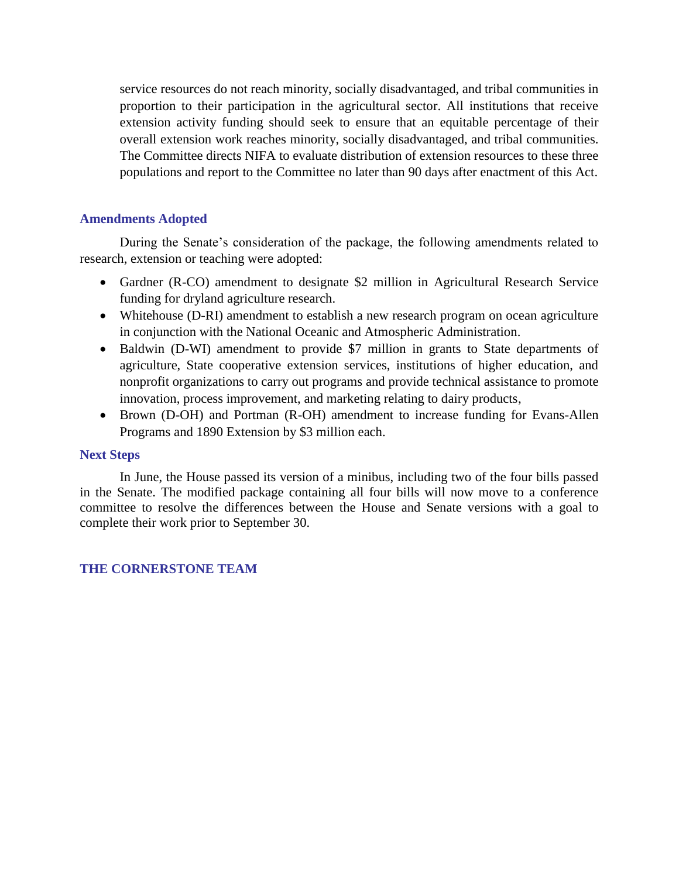service resources do not reach minority, socially disadvantaged, and tribal communities in proportion to their participation in the agricultural sector. All institutions that receive extension activity funding should seek to ensure that an equitable percentage of their overall extension work reaches minority, socially disadvantaged, and tribal communities. The Committee directs NIFA to evaluate distribution of extension resources to these three populations and report to the Committee no later than 90 days after enactment of this Act.

## Amendments Adopted

During the Senate's consideration of the package, the following amendments related to research, extension or teaching were adopted:

- Gardner (R-CO) amendment to designate $2 million in Agricultural Research Service funding for dryland agriculture research.
- Whitehouse (D-RI) amendment to establish a new research program on ocean agriculture in conjunction with the National Oceanic and Atmospheric Administration.
- Baldwin (D-WI) amendment to provide $7 million in grants to State departments of agriculture, State cooperative extension services, institutions of higher education, and nonprofit organizations to carry out programs and provide technical assistance to promote innovation, process improvement, and marketing relating to dairy products,
- Brown (D-OH) and Portman (R-OH) amendment to increase funding for Evans-Allen Programs and 1890 Extension by $3 million each.

## Next Steps

In June, the House passed its version of a minibus, including two of the four bills passed in the Senate. The modified package containing all four bills will now move to a conference committee to resolve the differences between the House and Senate versions with a goal to complete their work prior to September 30.

**THE CORNERSTONE TEAM**